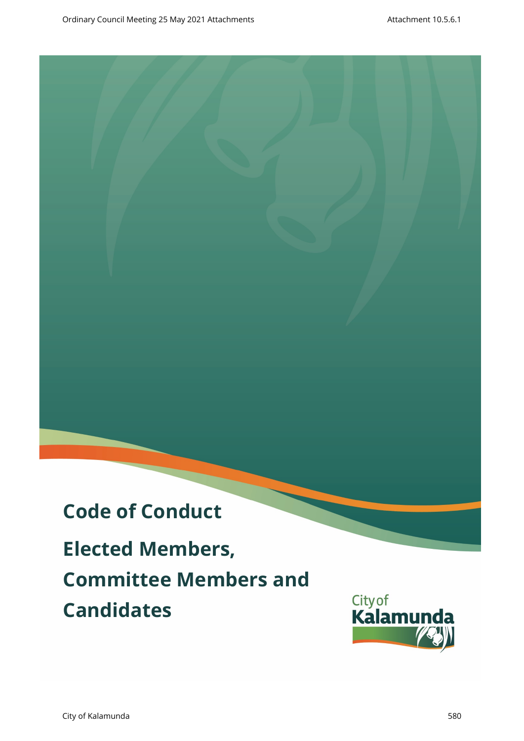# Code of Conduct

## Elected Members, Committee Members and Candidates

City of Kalamunda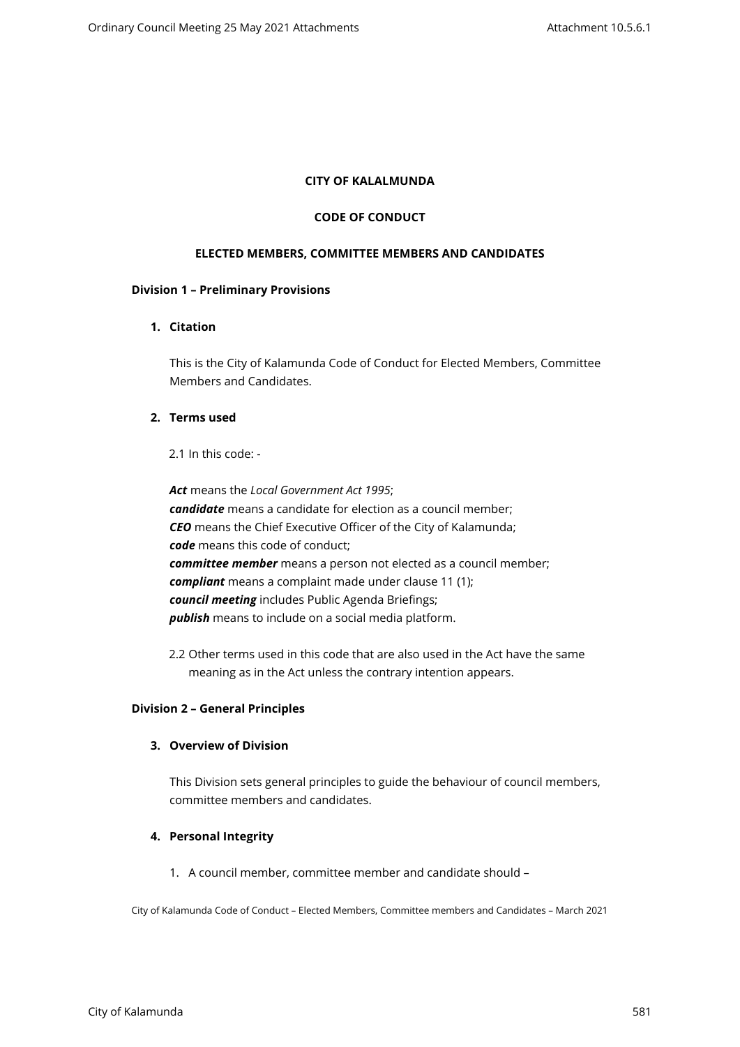**CITY OF KALAMUNDA**

**CODE OF CONDUCT**

**ELECTED MEMBERS, COMMITTEE MEMBERS AND CANDIDATES**

**Division 1 – Preliminary Provisions**

**1. Citation**

This is the City of Kalamunda Code of Conduct for Elected Members, Committee Members and Candidates.

**2. Terms used**

2.1 In this code: -

***Act*** means the *Local Government Act 1995*;
***candidate*** means a candidate for election as a council member;
***CEO*** means the Chief Executive Officer of the City of Kalamunda;
***code*** means this code of conduct;
***committee member*** means a person not elected as a council member;
***compliant*** means a complaint made under clause 11 (1);
***council meeting*** includes Public Agenda Briefings;
***publish*** means to include on a social media platform.

2.2 Other terms used in this code that are also used in the Act have the same meaning as in the Act unless the contrary intention appears.

**Division 2 – General Principles**

**3. Overview of Division**

This Division sets general principles to guide the behaviour of council members, committee members and candidates.

**4. Personal Integrity**

1. A council member, committee member and candidate should –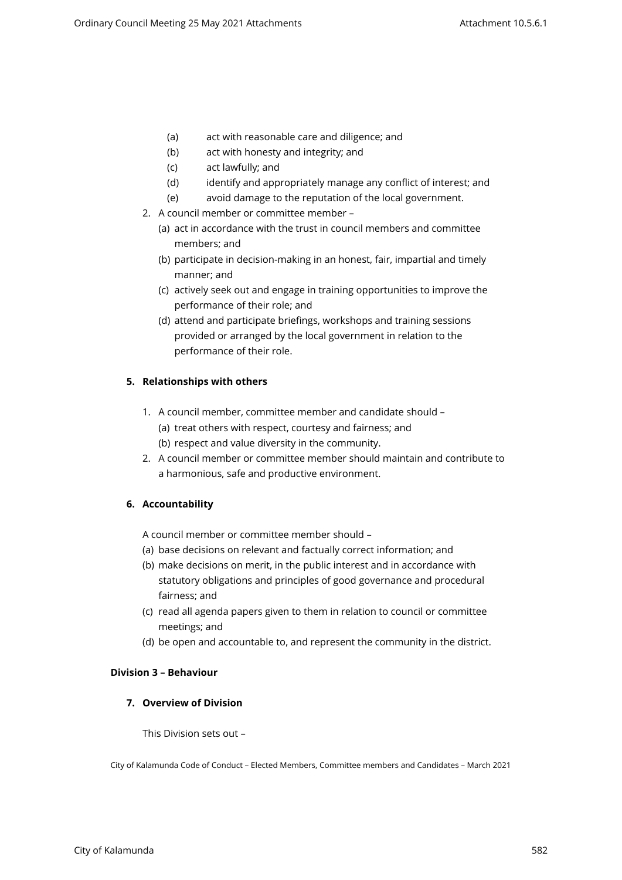- (a) act with reasonable care and diligence; and
- (b) act with honesty and integrity; and
- (c) act lawfully; and
- (d) identify and appropriately manage any conflict of interest; and
- (e) avoid damage to the reputation of the local government.

2. A council member or committee member –
   - (a) act in accordance with the trust in council members and committee members; and
   - (b) participate in decision-making in an honest, fair, impartial and timely manner; and
   - (c) actively seek out and engage in training opportunities to improve the performance of their role; and
   - (d) attend and participate briefings, workshops and training sessions provided or arranged by the local government in relation to the performance of their role.

**5. Relationships with others**

1. A council member, committee member and candidate should –
   - (a) treat others with respect, courtesy and fairness; and
   - (b) respect and value diversity in the community.
2. A council member or committee member should maintain and contribute to a harmonious, safe and productive environment.

**6. Accountability**

A council member or committee member should –

- (a) base decisions on relevant and factually correct information; and
- (b) make decisions on merit, in the public interest and in accordance with statutory obligations and principles of good governance and procedural fairness; and
- (c) read all agenda papers given to them in relation to council or committee meetings; and
- (d) be open and accountable to, and represent the community in the district.

**Division 3 – Behaviour**

**7. Overview of Division**

This Division sets out –

City of Kalamunda Code of Conduct – Elected Members, Committee members and Candidates – March 2021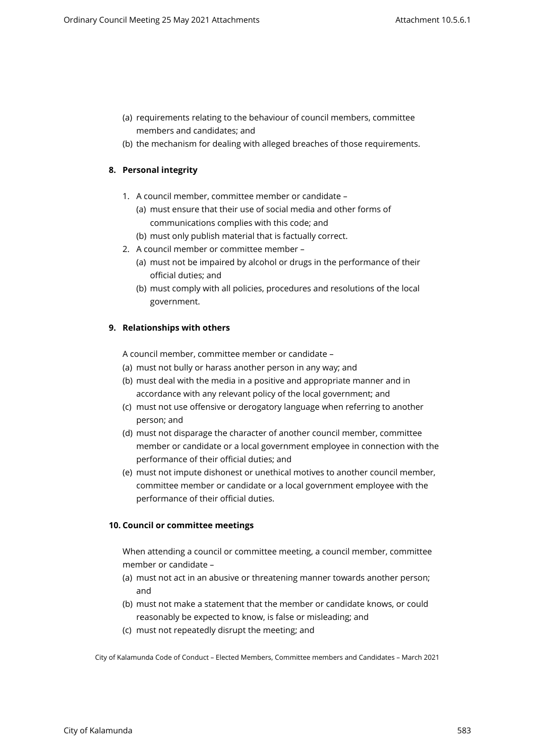(a) requirements relating to the behaviour of council members, committee members and candidates; and

(b) the mechanism for dealing with alleged breaches of those requirements.

**8. Personal integrity**

1. A council member, committee member or candidate –
   (a) must ensure that their use of social media and other forms of communications complies with this code; and
   (b) must only publish material that is factually correct.
2. A council member or committee member –
   (a) must not be impaired by alcohol or drugs in the performance of their official duties; and
   (b) must comply with all policies, procedures and resolutions of the local government.

**9. Relationships with others**

A council member, committee member or candidate –

(a) must not bully or harass another person in any way; and

(b) must deal with the media in a positive and appropriate manner and in accordance with any relevant policy of the local government; and

(c) must not use offensive or derogatory language when referring to another person; and

(d) must not disparage the character of another council member, committee member or candidate or a local government employee in connection with the performance of their official duties; and

(e) must not impute dishonest or unethical motives to another council member, committee member or candidate or a local government employee with the performance of their official duties.

**10. Council or committee meetings**

When attending a council or committee meeting, a council member, committee member or candidate –

(a) must not act in an abusive or threatening manner towards another person; and

(b) must not make a statement that the member or candidate knows, or could reasonably be expected to know, is false or misleading; and

(c) must not repeatedly disrupt the meeting; and

City of Kalamunda Code of Conduct – Elected Members, Committee members and Candidates – March 2021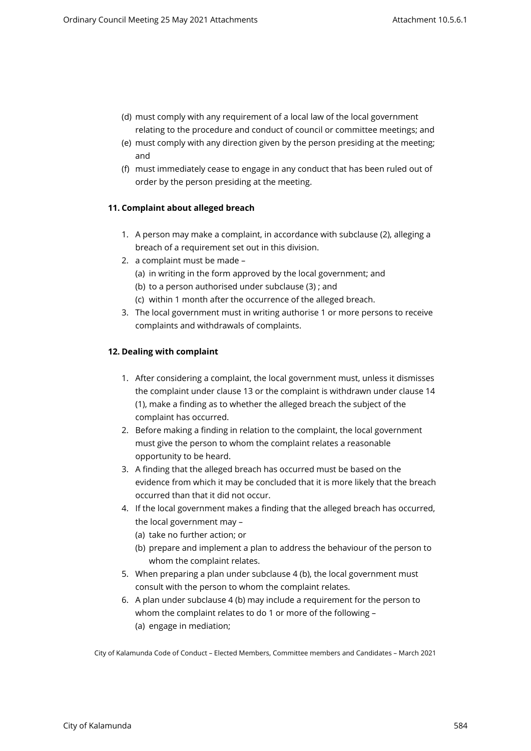(d) must comply with any requirement of a local law of the local government relating to the procedure and conduct of council or committee meetings; and
(e) must comply with any direction given by the person presiding at the meeting; and
(f) must immediately cease to engage in any conduct that has been ruled out of order by the person presiding at the meeting.

**11. Complaint about alleged breach**

1. A person may make a complaint, in accordance with subclause (2), alleging a breach of a requirement set out in this division.
2. a complaint must be made –
   (a) in writing in the form approved by the local government; and
   (b) to a person authorised under subclause (3) ; and
   (c) within 1 month after the occurrence of the alleged breach.
3. The local government must in writing authorise 1 or more persons to receive complaints and withdrawals of complaints.

**12. Dealing with complaint**

1. After considering a complaint, the local government must, unless it dismisses the complaint under clause 13 or the complaint is withdrawn under clause 14 (1), make a finding as to whether the alleged breach the subject of the complaint has occurred.
2. Before making a finding in relation to the complaint, the local government must give the person to whom the complaint relates a reasonable opportunity to be heard.
3. A finding that the alleged breach has occurred must be based on the evidence from which it may be concluded that it is more likely that the breach occurred than that it did not occur.
4. If the local government makes a finding that the alleged breach has occurred, the local government may –
   (a) take no further action; or
   (b) prepare and implement a plan to address the behaviour of the person to whom the complaint relates.
5. When preparing a plan under subclause 4 (b), the local government must consult with the person to whom the complaint relates.
6. A plan under subclause 4 (b) may include a requirement for the person to whom the complaint relates to do 1 or more of the following –
   (a) engage in mediation;

City of Kalamunda Code of Conduct – Elected Members, Committee members and Candidates – March 2021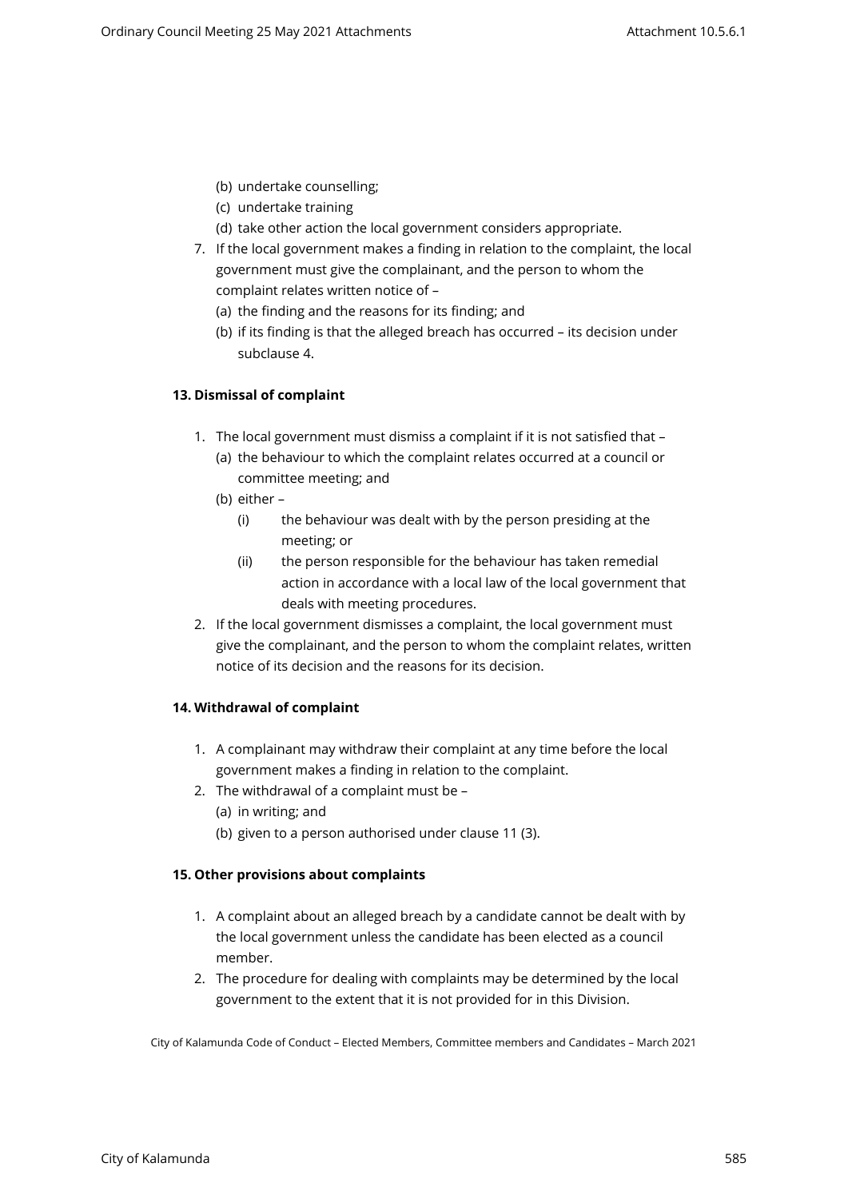(b) undertake counselling;
(c) undertake training
(d) take other action the local government considers appropriate.

7. If the local government makes a finding in relation to the complaint, the local government must give the complainant, and the person to whom the complaint relates written notice of –
   (a) the finding and the reasons for its finding; and
   (b) if its finding is that the alleged breach has occurred – its decision under subclause 4.

**13. Dismissal of complaint**

1. The local government must dismiss a complaint if it is not satisfied that –
   (a) the behaviour to which the complaint relates occurred at a council or committee meeting; and
   (b) either –
      (i) the behaviour was dealt with by the person presiding at the meeting; or
      (ii) the person responsible for the behaviour has taken remedial action in accordance with a local law of the local government that deals with meeting procedures.
2. If the local government dismisses a complaint, the local government must give the complainant, and the person to whom the complaint relates, written notice of its decision and the reasons for its decision.

**14. Withdrawal of complaint**

1. A complainant may withdraw their complaint at any time before the local government makes a finding in relation to the complaint.
2. The withdrawal of a complaint must be –
   (a) in writing; and
   (b) given to a person authorised under clause 11 (3).

**15. Other provisions about complaints**

1. A complaint about an alleged breach by a candidate cannot be dealt with by the local government unless the candidate has been elected as a council member.
2. The procedure for dealing with complaints may be determined by the local government to the extent that it is not provided for in this Division.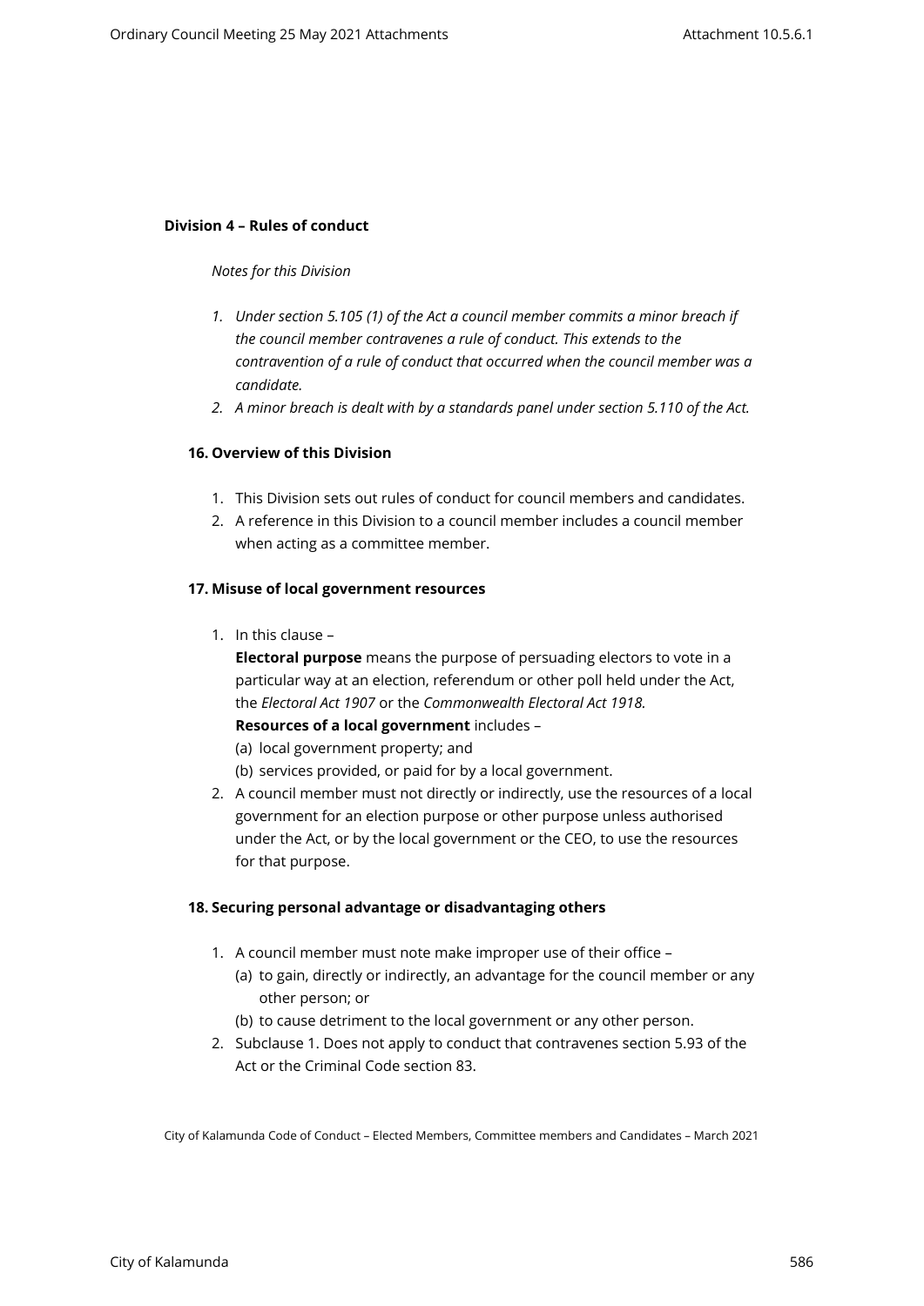## Division 4 – Rules of conduct

*Notes for this Division*

1. *Under section 5.105 (1) of the Act a council member commits a minor breach if the council member contravenes a rule of conduct. This extends to the contravention of a rule of conduct that occurred when the council member was a candidate.*
2. *A minor breach is dealt with by a standards panel under section 5.110 of the Act.*

### 16. Overview of this Division

1. This Division sets out rules of conduct for council members and candidates.
2. A reference in this Division to a council member includes a council member when acting as a committee member.

### 17. Misuse of local government resources

1. In this clause –

   **Electoral purpose** means the purpose of persuading electors to vote in a particular way at an election, referendum or other poll held under the Act, the *Electoral Act 1907* or the *Commonwealth Electoral Act 1918.*

   **Resources of a local government** includes –

   (a) local government property; and

   (b) services provided, or paid for by a local government.

2. A council member must not directly or indirectly, use the resources of a local government for an election purpose or other purpose unless authorised under the Act, or by the local government or the CEO, to use the resources for that purpose.

### 18. Securing personal advantage or disadvantaging others

1. A council member must note make improper use of their office –

   (a) to gain, directly or indirectly, an advantage for the council member or any other person; or

   (b) to cause detriment to the local government or any other person.

2. Subclause 1. Does not apply to conduct that contravenes section 5.93 of the Act or the Criminal Code section 83.

City of Kalamunda Code of Conduct – Elected Members, Committee members and Candidates – March 2021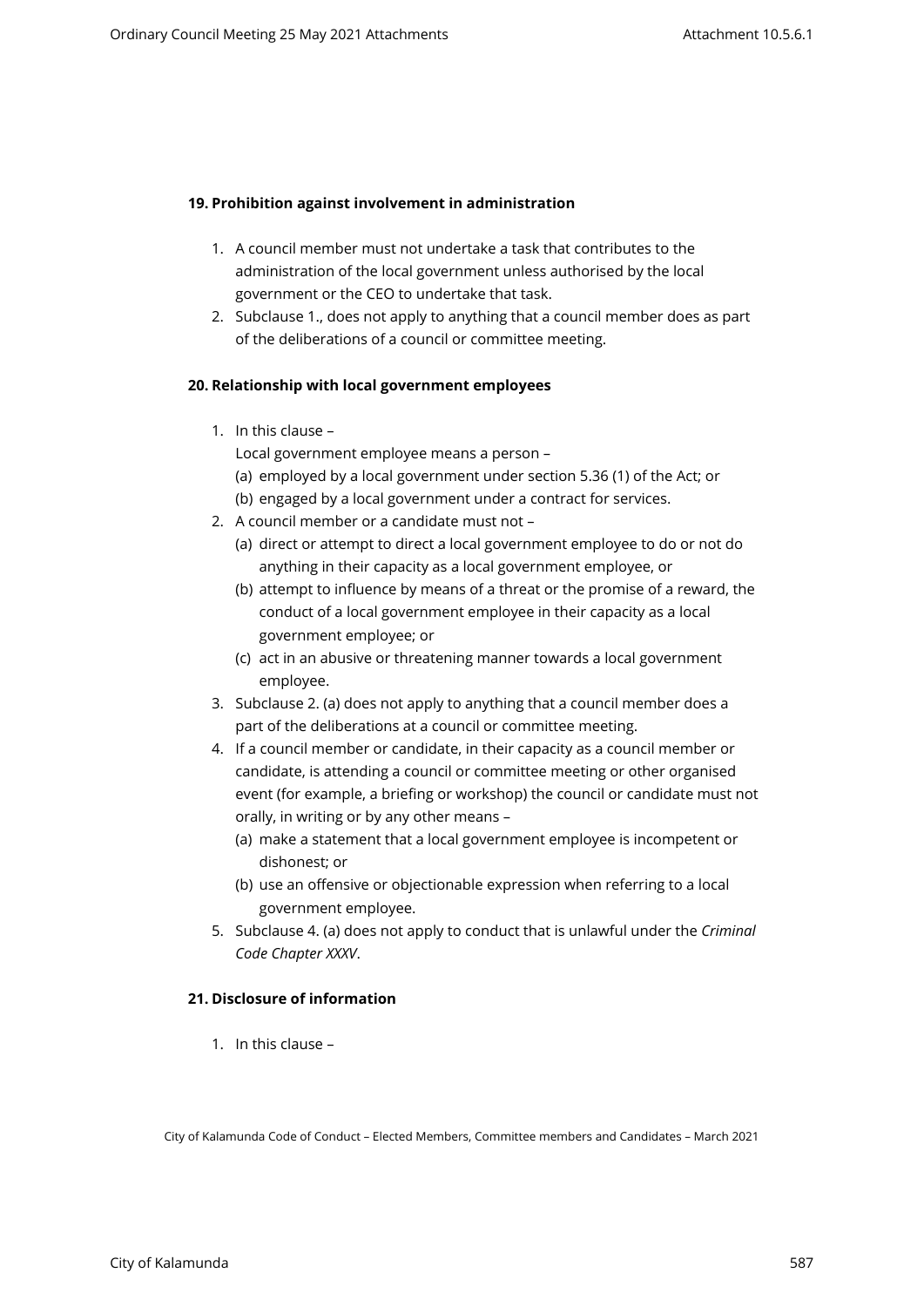### 19. Prohibition against involvement in administration

1. A council member must not undertake a task that contributes to the administration of the local government unless authorised by the local government or the CEO to undertake that task.
2. Subclause 1., does not apply to anything that a council member does as part of the deliberations of a council or committee meeting.

### 20. Relationship with local government employees

1. In this clause –

   Local government employee means a person –

   (a) employed by a local government under section 5.36 (1) of the Act; or

   (b) engaged by a local government under a contract for services.
2. A council member or a candidate must not –

   (a) direct or attempt to direct a local government employee to do or not do anything in their capacity as a local government employee, or

   (b) attempt to influence by means of a threat or the promise of a reward, the conduct of a local government employee in their capacity as a local government employee; or

   (c) act in an abusive or threatening manner towards a local government employee.
3. Subclause 2. (a) does not apply to anything that a council member does a part of the deliberations at a council or committee meeting.
4. If a council member or candidate, in their capacity as a council member or candidate, is attending a council or committee meeting or other organised event (for example, a briefing or workshop) the council or candidate must not orally, in writing or by any other means –

   (a) make a statement that a local government employee is incompetent or dishonest; or

   (b) use an offensive or objectionable expression when referring to a local government employee.
5. Subclause 4. (a) does not apply to conduct that is unlawful under the *Criminal Code Chapter XXXV*.

### 21. Disclosure of information

1. In this clause –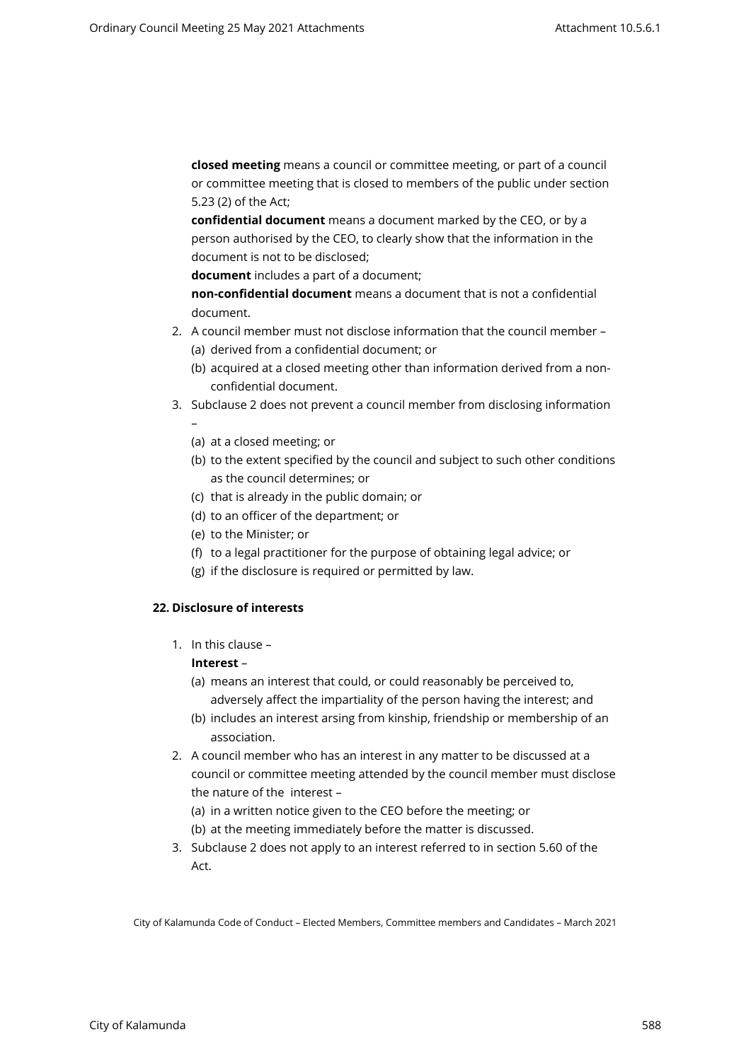**closed meeting** means a council or committee meeting, or part of a council or committee meeting that is closed to members of the public under section 5.23 (2) of the Act;

**confidential document** means a document marked by the CEO, or by a person authorised by the CEO, to clearly show that the information in the document is not to be disclosed;

**document** includes a part of a document;

**non-confidential document** means a document that is not a confidential document.

2. A council member must not disclose information that the council member –
   (a) derived from a confidential document; or
   (b) acquired at a closed meeting other than information derived from a non-confidential document.
3. Subclause 2 does not prevent a council member from disclosing information –
   (a) at a closed meeting; or
   (b) to the extent specified by the council and subject to such other conditions as the council determines; or
   (c) that is already in the public domain; or
   (d) to an officer of the department; or
   (e) to the Minister; or
   (f) to a legal practitioner for the purpose of obtaining legal advice; or
   (g) if the disclosure is required or permitted by law.

**22. Disclosure of interests**

1. In this clause –

   **Interest** –
   (a) means an interest that could, or could reasonably be perceived to, adversely affect the impartiality of the person having the interest; and
   (b) includes an interest arsing from kinship, friendship or membership of an association.
2. A council member who has an interest in any matter to be discussed at a council or committee meeting attended by the council member must disclose the nature of the interest –
   (a) in a written notice given to the CEO before the meeting; or
   (b) at the meeting immediately before the matter is discussed.
3. Subclause 2 does not apply to an interest referred to in section 5.60 of the Act.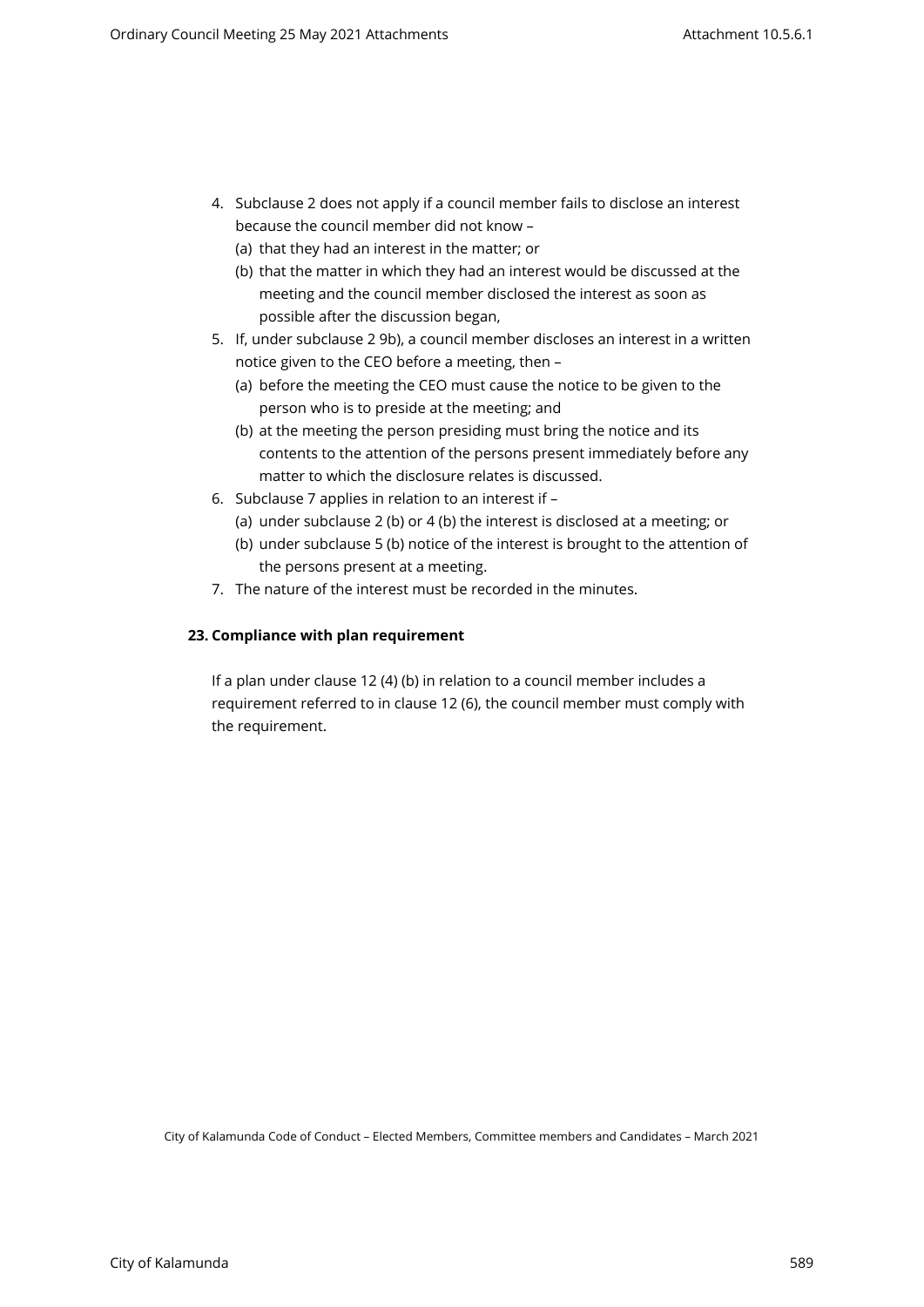4. Subclause 2 does not apply if a council member fails to disclose an interest because the council member did not know –
   (a) that they had an interest in the matter; or
   (b) that the matter in which they had an interest would be discussed at the meeting and the council member disclosed the interest as soon as possible after the discussion began,
5. If, under subclause 2 9b), a council member discloses an interest in a written notice given to the CEO before a meeting, then –
   (a) before the meeting the CEO must cause the notice to be given to the person who is to preside at the meeting; and
   (b) at the meeting the person presiding must bring the notice and its contents to the attention of the persons present immediately before any matter to which the disclosure relates is discussed.
6. Subclause 7 applies in relation to an interest if –
   (a) under subclause 2 (b) or 4 (b) the interest is disclosed at a meeting; or
   (b) under subclause 5 (b) notice of the interest is brought to the attention of the persons present at a meeting.
7. The nature of the interest must be recorded in the minutes.

**23. Compliance with plan requirement**

If a plan under clause 12 (4) (b) in relation to a council member includes a requirement referred to in clause 12 (6), the council member must comply with the requirement.